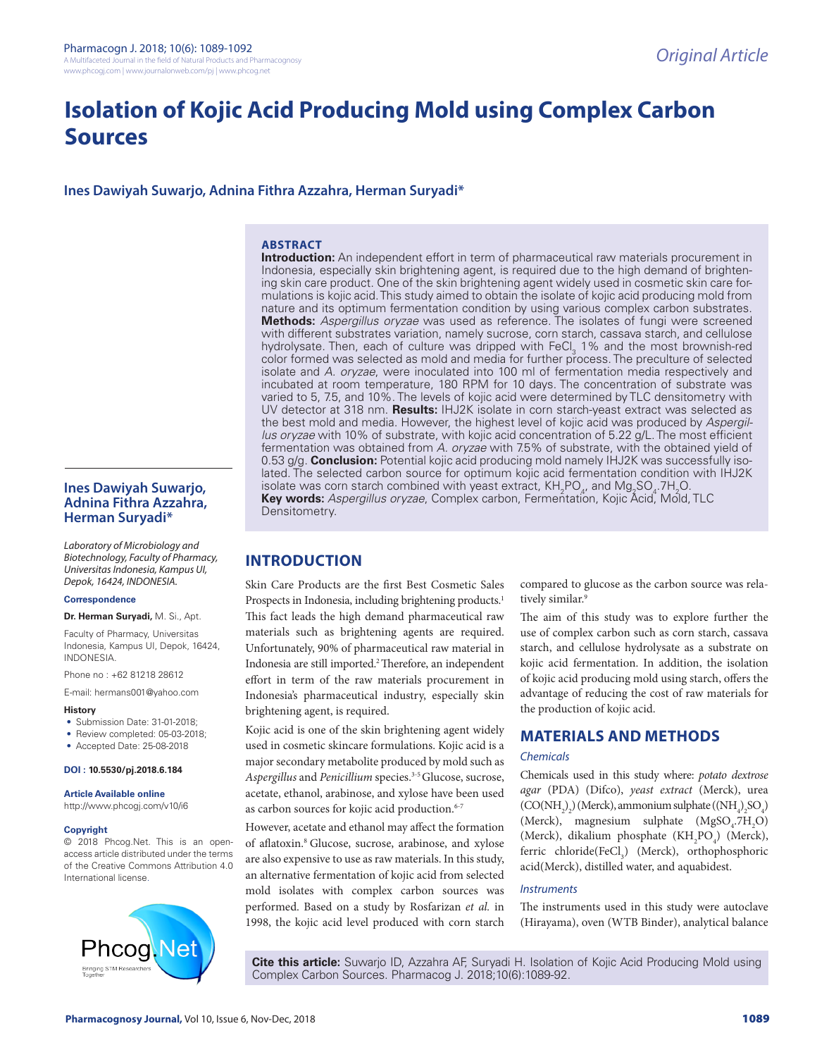*Original Article*

# Isolation of Kojic Acid Producing Mold using Complex Carbon Sources

**Ines Dawiyah Suwarjo, Adnina Fithra Azzahra, Herman Suryadi***

## ABSTRACT

**Introduction:** An independent effort in term of pharmaceutical raw materials procurement in Indonesia, especially skin brightening agent, is required due to the high demand of brightening skin care product. One of the skin brightening agent widely used in cosmetic skin care formulations is kojic acid. This study aimed to obtain the isolate of kojic acid producing mold from nature and its optimum fermentation condition by using various complex carbon substrates. **Methods:** *Aspergillus oryzae* was used as reference. The isolates of fungi were screened with different substrates variation, namely sucrose, corn starch, cassava starch, and cellulose hydrolysate. Then, each of culture was dripped with $FeCl_3$ 1% and the most brownish-red color formed was selected as mold and media for further process. The preculture of selected isolate and *A. oryzae*, were inoculated into 100 ml of fermentation media respectively and incubated at room temperature, 180 RPM for 10 days. The concentration of substrate was varied to 5, 7.5, and 10%. The levels of kojic acid were determined by TLC densitometry with UV detector at 318 nm. **Results:** IHJ2K isolate in corn starch-yeast extract was selected as the best mold and media. However, the highest level of kojic acid was produced by *Aspergillus oryzae* with 10% of substrate, with kojic acid concentration of 5.22 g/L. The most efficient fermentation was obtained from *A. oryzae* with 7.5% of substrate, with the obtained yield of 0.53 g/g. **Conclusion:** Potential kojic acid producing mold namely IHJ2K was successfully isolated. The selected carbon source for optimum kojic acid fermentation condition with IHJ2K isolate was corn starch combined with yeast extract, $KH_2PO_4$, and $Mg_2SO_4.7H_2O$.

**Key words:** *Aspergillus oryzae*, Complex carbon, Fermentation, Kojic Acid, Mold, TLC Densitometry.

**Ines Dawiyah Suwarjo, Adnina Fithra Azzahra, Herman Suryadi***

*Laboratory of Microbiology and Biotechnology, Faculty of Pharmacy, Universitas Indonesia, Kampus UI, Depok, 16424, INDONESIA.*

**Correspondence**

**Dr. Herman Suryadi,** M. Si., Apt.

Faculty of Pharmacy, Universitas Indonesia, Kampus UI, Depok, 16424, INDONESIA.

Phone no : +62 81218 28612

E-mail: hermans001@yahoo.com

**History**

- Submission Date: 31-01-2018;
- Review completed: 05-03-2018;
- Accepted Date: 25-08-2018

**DOI : 10.5530/pj.2018.6.184**

**Article Available online**

http://www.phcogj.com/v10/i6

**Copyright**

© 2018 Phcog.Net. This is an open-access article distributed under the terms of the Creative Commons Attribution 4.0 International license.

## INTRODUCTION

Skin Care Products are the first Best Cosmetic Sales Prospects in Indonesia, including brightening products.[1] This fact leads the high demand pharmaceutical raw materials such as brightening agents are required. Unfortunately, 90% of pharmaceutical raw material in Indonesia are still imported.[2] Therefore, an independent effort in term of the raw materials procurement in Indonesia's pharmaceutical industry, especially skin brightening agent, is required.

Kojic acid is one of the skin brightening agent widely used in cosmetic skincare formulations. Kojic acid is a major secondary metabolite produced by mold such as *Aspergillus* and *Penicillium* species.[3-5] Glucose, sucrose, acetate, ethanol, arabinose, and xylose have been used as carbon sources for kojic acid production.[6-7]

However, acetate and ethanol may affect the formation of aflatoxin.[8] Glucose, sucrose, arabinose, and xylose are also expensive to use as raw materials. In this study, an alternative fermentation of kojic acid from selected mold isolates with complex carbon sources was performed. Based on a study by Rosfarizan *et al.* in 1998, the kojic acid level produced with corn starch compared to glucose as the carbon source was relatively similar.[9]

The aim of this study was to explore further the use of complex carbon such as corn starch, cassava starch, and cellulose hydrolysate as a substrate on kojic acid fermentation. In addition, the isolation of kojic acid producing mold using starch, offers the advantage of reducing the cost of raw materials for the production of kojic acid.

## MATERIALS AND METHODS

### Chemicals

Chemicals used in this study where: *potato dextrose agar* (PDA) (Difco), *yeast extract* (Merck), urea ($CO(NH_2)_2$) (Merck), ammonium sulphate ($(NH_4)_2SO_4$) (Merck), magnesium sulphate ($MgSO_4.7H_2O$) (Merck), dikalium phosphate ($KH_2PO_4$) (Merck), ferric chloride($FeCl_3$) (Merck), orthophosphoric acid(Merck), distilled water, and aquabidest.

### Instruments

The instruments used in this study were autoclave (Hirayama), oven (WTB Binder), analytical balance

**Cite this article:** Suwarjo ID, Azzahra AF, Suryadi H. Isolation of Kojic Acid Producing Mold using Complex Carbon Sources. Pharmacog J. 2018;10(6):1089-92.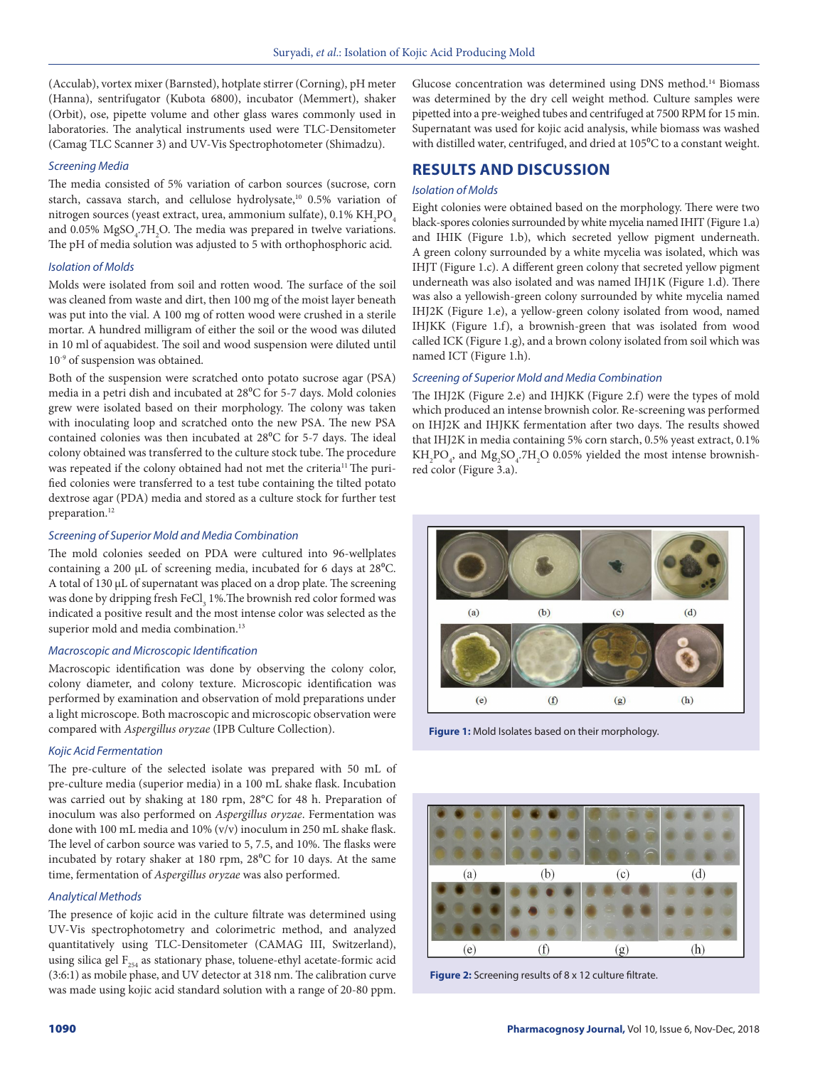(Acculab), vortex mixer (Barnsted), hotplate stirrer (Corning), pH meter (Hanna), sentrifugator (Kubota 6800), incubator (Memmert), shaker (Orbit), ose, pipette volume and other glass wares commonly used in laboratories. The analytical instruments used were TLC-Densitometer (Camag TLC Scanner 3) and UV-Vis Spectrophotometer (Shimadzu).

### *Screening Media*

The media consisted of 5% variation of carbon sources (sucrose, corn starch, cassava starch, and cellulose hydrolysate,[10] 0.5% variation of nitrogen sources (yeast extract, urea, ammonium sulfate), 0.1% $KH_2PO_4$ and 0.05% $MgSO_4.7H_2O$. The media was prepared in twelve variations. The pH of media solution was adjusted to 5 with orthophosphoric acid.

### *Isolation of Molds*

Molds were isolated from soil and rotten wood. The surface of the soil was cleaned from waste and dirt, then 100 mg of the moist layer beneath was put into the vial. A 100 mg of rotten wood were crushed in a sterile mortar. A hundred milligram of either the soil or the wood was diluted in 10 ml of aquabidest. The soil and wood suspension were diluted until $10^{-9}$ of suspension was obtained.

Both of the suspension were scratched onto potato sucrose agar (PSA) media in a petri dish and incubated at 28⁰C for 5-7 days. Mold colonies grew were isolated based on their morphology. The colony was taken with inoculating loop and scratched onto the new PSA. The new PSA contained colonies was then incubated at 28⁰C for 5-7 days. The ideal colony obtained was transferred to the culture stock tube. The procedure was repeated if the colony obtained had not met the criteria[11] The purified colonies were transferred to a test tube containing the tilted potato dextrose agar (PDA) media and stored as a culture stock for further test preparation.[12]

### *Screening of Superior Mold and Media Combination*

The mold colonies seeded on PDA were cultured into 96-wellplates containing a 200 µL of screening media, incubated for 6 days at 28⁰C. A total of 130 µL of supernatant was placed on a drop plate. The screening was done by dripping fresh $FeCl_3$ 1%.The brownish red color formed was indicated a positive result and the most intense color was selected as the superior mold and media combination.[13]

### *Macroscopic and Microscopic Identification*

Macroscopic identification was done by observing the colony color, colony diameter, and colony texture. Microscopic identification was performed by examination and observation of mold preparations under a light microscope. Both macroscopic and microscopic observation were compared with *Aspergillus oryzae* (IPB Culture Collection).

### *Kojic Acid Fermentation*

The pre-culture of the selected isolate was prepared with 50 mL of pre-culture media (superior media) in a 100 mL shake flask. Incubation was carried out by shaking at 180 rpm, 28°C for 48 h. Preparation of inoculum was also performed on *Aspergillus oryzae*. Fermentation was done with 100 mL media and 10% (v/v) inoculum in 250 mL shake flask. The level of carbon source was varied to 5, 7.5, and 10%. The flasks were incubated by rotary shaker at 180 rpm, 28⁰C for 10 days. At the same time, fermentation of *Aspergillus oryzae* was also performed.

### *Analytical Methods*

The presence of kojic acid in the culture filtrate was determined using UV-Vis spectrophotometry and colorimetric method, and analyzed quantitatively using TLC-Densitometer (CAMAG III, Switzerland), using silica gel $F_{254}$ as stationary phase, toluene-ethyl acetate-formic acid (3:6:1) as mobile phase, and UV detector at 318 nm. The calibration curve was made using kojic acid standard solution with a range of 20-80 ppm. Glucose concentration was determined using DNS method.[14] Biomass was determined by the dry cell weight method. Culture samples were pipetted into a pre-weighed tubes and centrifuged at 7500 RPM for 15 min. Supernatant was used for kojic acid analysis, while biomass was washed with distilled water, centrifuged, and dried at 105⁰C to a constant weight.

## RESULTS AND DISCUSSION

### *Isolation of Molds*

Eight colonies were obtained based on the morphology. There were two black-spores colonies surrounded by white mycelia named IHIT (Figure 1.a) and IHIK (Figure 1.b), which secreted yellow pigment underneath. A green colony surrounded by a white mycelia was isolated, which was IHJT (Figure 1.c). A different green colony that secreted yellow pigment underneath was also isolated and was named IHJ1K (Figure 1.d). There was also a yellowish-green colony surrounded by white mycelia named IHJ2K (Figure 1.e), a yellow-green colony isolated from wood, named IHJKK (Figure 1.f), a brownish-green that was isolated from wood called ICK (Figure 1.g), and a brown colony isolated from soil which was named ICT (Figure 1.h).

### *Screening of Superior Mold and Media Combination*

The IHJ2K (Figure 2.e) and IHJKK (Figure 2.f) were the types of mold which produced an intense brownish color. Re-screening was performed on IHJ2K and IHJKK fermentation after two days. The results showed that IHJ2K in media containing 5% corn starch, 0.5% yeast extract, 0.1% $KH_2PO_4$, and $Mg_2SO_4.7H_2O$ 0.05% yielded the most intense brownish-red color (Figure 3.a).

**Figure 1:** Mold Isolates based on their morphology.

**Figure 2:** Screening results of 8 x 12 culture filtrate.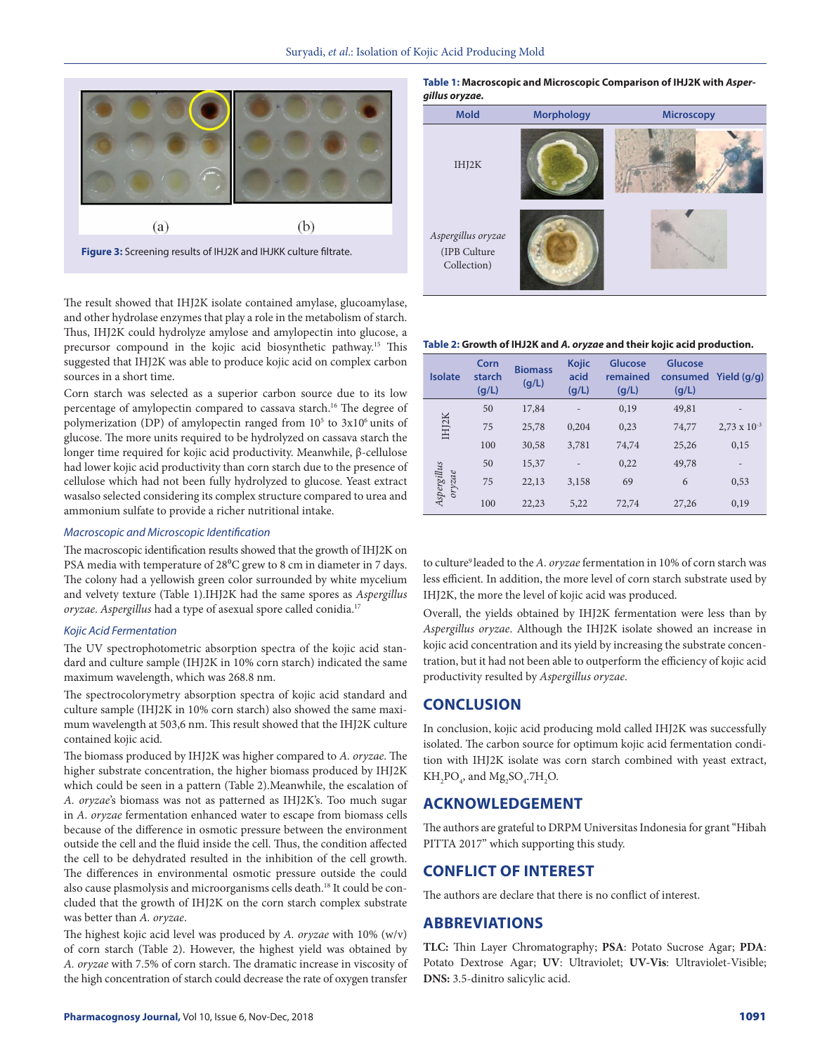Figure 3: Screening results of IHJ2K and IHJKK culture filtrate.

The result showed that IHJ2K isolate contained amylase, glucoamylase, and other hydrolase enzymes that play a role in the metabolism of starch. Thus, IHJ2K could hydrolyze amylose and amylopectin into glucose, a precursor compound in the kojic acid biosynthetic pathway.[15] This suggested that IHJ2K was able to produce kojic acid on complex carbon sources in a short time.

Corn starch was selected as a superior carbon source due to its low percentage of amylopectin compared to cassava starch.[16] The degree of polymerization (DP) of amylopectin ranged from $10^5$ to $3x10^6$ units of glucose. The more units required to be hydrolyzed on cassava starch the longer time required for kojic acid productivity. Meanwhile, β-cellulose had lower kojic acid productivity than corn starch due to the presence of cellulose which had not been fully hydrolyzed to glucose. Yeast extract wasalso selected considering its complex structure compared to urea and ammonium sulfate to provide a richer nutritional intake.

### *Macroscopic and Microscopic Identification*

The macroscopic identification results showed that the growth of IHJ2K on PSA media with temperature of 28°C grew to 8 cm in diameter in 7 days. The colony had a yellowish green color surrounded by white mycelium and velvety texture (Table 1).IHJ2K had the same spores as *Aspergillus oryzae*. *Aspergillus* had a type of asexual spore called conidia.[17]

### *Kojic Acid Fermentation*

The UV spectrophotometric absorption spectra of the kojic acid standard and culture sample (IHJ2K in 10% corn starch) indicated the same maximum wavelength, which was 268.8 nm.

The spectrocolorymetry absorption spectra of kojic acid standard and culture sample (IHJ2K in 10% corn starch) also showed the same maximum wavelength at 503,6 nm. This result showed that the IHJ2K culture contained kojic acid.

The biomass produced by IHJ2K was higher compared to *A. oryzae*. The higher substrate concentration, the higher biomass produced by IHJ2K which could be seen in a pattern (Table 2).Meanwhile, the escalation of *A. oryzae*'s biomass was not as patterned as IHJ2K's. Too much sugar in *A. oryzae* fermentation enhanced water to escape from biomass cells because of the difference in osmotic pressure between the environment outside the cell and the fluid inside the cell. Thus, the condition affected the cell to be dehydrated resulted in the inhibition of the cell growth. The differences in environmental osmotic pressure outside the could also cause plasmolysis and microorganisms cells death.[18] It could be concluded that the growth of IHJ2K on the corn starch complex substrate was better than *A. oryzae*.

The highest kojic acid level was produced by *A. oryzae* with 10% (w/v) of corn starch (Table 2). However, the highest yield was obtained by *A. oryzae* with 7.5% of corn starch. The dramatic increase in viscosity of the high concentration of starch could decrease the rate of oxygen transfer

**Table 1: Macroscopic and Microscopic Comparison of IHJ2K with *Aspergillus oryzae*.**

| Mold | Morphology | Microscopy |
|---|---|---|
| IHJ2K | | |
| *Aspergillus oryzae* (IPB Culture Collection) | | |

**Table 2: Growth of IHJ2K and *A. oryzae* and their kojic acid production.**

| Isolate | Corn starch (g/L) | Biomass (g/L) | Kojic acid (g/L) | Glucose remained (g/L) | Glucose consumed (g/L) | Yield (g/g) |
|---|---|---|---|---|---|---|
| IHJ2K | 50 | 17,84 | - | 0,19 | 49,81 | - |
| | 75 | 25,78 | 0,204 | 0,23 | 74,77 | $2{,}73 \times 10^{-3}$ |
| | 100 | 30,58 | 3,781 | 74,74 | 25,26 | 0,15 |
| *Aspergillus oryzae* | 50 | 15,37 | - | 0,22 | 49,78 | - |
| | 75 | 22,13 | 3,158 | 69 | 6 | 0,53 |
| | 100 | 22,23 | 5,22 | 72,74 | 27,26 | 0,19 |

to culture[9] leaded to the *A. oryzae* fermentation in 10% of corn starch was less efficient. In addition, the more level of corn starch substrate used by IHJ2K, the more the level of kojic acid was produced.

Overall, the yields obtained by IHJ2K fermentation were less than by *Aspergillus oryzae*. Although the IHJ2K isolate showed an increase in kojic acid concentration and its yield by increasing the substrate concentration, but it had not been able to outperform the efficiency of kojic acid productivity resulted by *Aspergillus oryzae*.

## CONCLUSION

In conclusion, kojic acid producing mold called IHJ2K was successfully isolated. The carbon source for optimum kojic acid fermentation condition with IHJ2K isolate was corn starch combined with yeast extract, $KH_2PO_4$, and $Mg_2SO_4.7H_2O$.

## ACKNOWLEDGEMENT

The authors are grateful to DRPM Universitas Indonesia for grant "Hibah PITTA 2017" which supporting this study.

## CONFLICT OF INTEREST

The authors are declare that there is no conflict of interest.

## ABBREVIATIONS

**TLC:** Thin Layer Chromatography; **PSA**: Potato Sucrose Agar; **PDA**: Potato Dextrose Agar; **UV**: Ultraviolet; **UV-Vis**: Ultraviolet-Visible; **DNS:** 3.5-dinitro salicylic acid.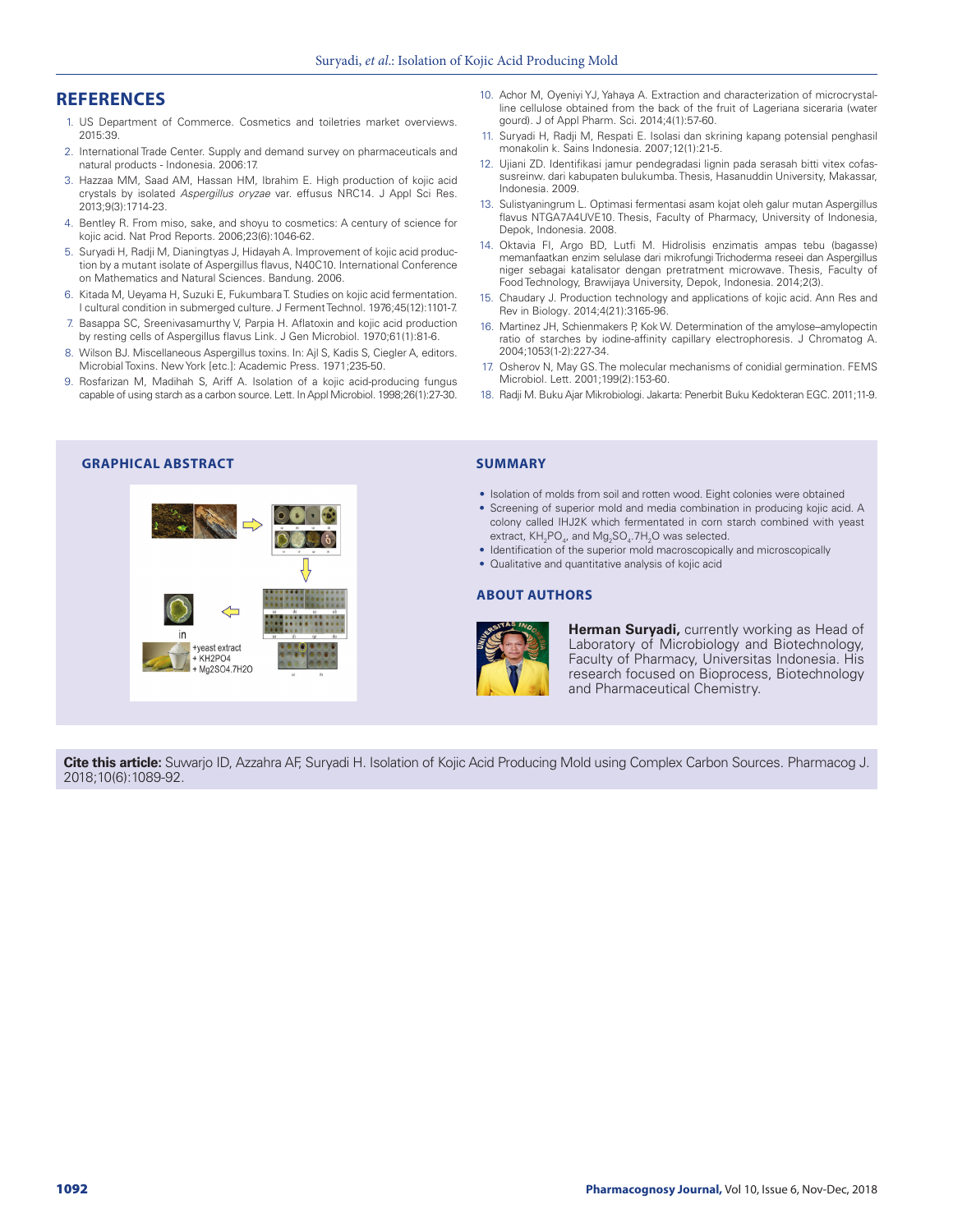## REFERENCES

1. US Department of Commerce. Cosmetics and toiletries market overviews. 2015:39.
2. International Trade Center. Supply and demand survey on pharmaceuticals and natural products - Indonesia. 2006:17.
3. Hazzaa MM, Saad AM, Hassan HM, Ibrahim E. High production of kojic acid crystals by isolated *Aspergillus oryzae* var. effusus NRC14. J Appl Sci Res. 2013;9(3):1714-23.
4. Bentley R. From miso, sake, and shoyu to cosmetics: A century of science for kojic acid. Nat Prod Reports. 2006;23(6):1046-62.
5. Suryadi H, Radji M, Dianingtyas J, Hidayah A. Improvement of kojic acid production by a mutant isolate of Aspergillus flavus, N40C10. International Conference on Mathematics and Natural Sciences. Bandung. 2006.
6. Kitada M, Ueyama H, Suzuki E, Fukumbara T. Studies on kojic acid fermentation. I cultural condition in submerged culture. J Ferment Technol. 1976;45(12):1101-7.
7. Basappa SC, Sreenivasamurthy V, Parpia H. Aflatoxin and kojic acid production by resting cells of Aspergillus flavus Link. J Gen Microbiol. 1970;61(1):81-6.
8. Wilson BJ. Miscellaneous Aspergillus toxins. In: Ajl S, Kadis S, Ciegler A, editors. Microbial Toxins. New York [etc.]: Academic Press. 1971;235-50.
9. Rosfarizan M, Madihah S, Ariff A. Isolation of a kojic acid-producing fungus capable of using starch as a carbon source. Lett. In Appl Microbiol. 1998;26(1):27-30.
10. Achor M, Oyeniyi YJ, Yahaya A. Extraction and characterization of microcrystalline cellulose obtained from the back of the fruit of Lageriana siceraria (water gourd). J of Appl Pharm. Sci. 2014;4(1):57-60.
11. Suryadi H, Radji M, Respati E. Isolasi dan skrining kapang potensial penghasil monakolin k. Sains Indonesia. 2007;12(1):21-5.
12. Ujiani ZD. Identifikasi jamur pendegradasi lignin pada serasah bitti vitex cofassusreinw. dari kabupaten bulukumba. Thesis, Hasanuddin University, Makassar, Indonesia. 2009.
13. Sulistyaningrum L. Optimasi fermentasi asam kojat oleh galur mutan Aspergillus flavus NTGA7A4UVE10. Thesis, Faculty of Pharmacy, University of Indonesia, Depok, Indonesia. 2008.
14. Oktavia FI, Argo BD, Lutfi M. Hidrolisis enzimatis ampas tebu (bagasse) memanfaatkan enzim selulase dari mikrofungi Trichoderma reseei dan Aspergillus niger sebagai katalisator dengan pretratment microwave. Thesis, Faculty of Food Technology, Brawijaya University, Depok, Indonesia. 2014;2(3).
15. Chaudary J. Production technology and applications of kojic acid. Ann Res and Rev in Biology. 2014;4(21):3165-96.
16. Martinez JH, Schienmakers P, Kok W. Determination of the amylose–amylopectin ratio of starches by iodine-affinity capillary electrophoresis. J Chromatog A. 2004;1053(1-2):227-34.
17. Osherov N, May GS. The molecular mechanisms of conidial germination. FEMS Microbiol. Lett. 2001;199(2):153-60.
18. Radji M. Buku Ajar Mikrobiologi. Jakarta: Penerbit Buku Kedokteran EGC. 2011;11-9.

### GRAPHICAL ABSTRACT

in

+yeast extract
+ KH2PO4
+ Mg2SO4.7H2O

### SUMMARY

- Isolation of molds from soil and rotten wood. Eight colonies were obtained
- Screening of superior mold and media combination in producing kojic acid. A colony called IHJ2K which fermentated in corn starch combined with yeast extract, $KH_2PO_4$, and $Mg_2SO_4.7H_2O$ was selected.
- Identification of the superior mold macroscopically and microscopically
- Qualitative and quantitative analysis of kojic acid

### ABOUT AUTHORS

**Herman Suryadi,** currently working as Head of Laboratory of Microbiology and Biotechnology, Faculty of Pharmacy, Universitas Indonesia. His research focused on Bioprocess, Biotechnology and Pharmaceutical Chemistry.

**Cite this article:** Suwarjo ID, Azzahra AF, Suryadi H. Isolation of Kojic Acid Producing Mold using Complex Carbon Sources. Pharmacog J. 2018;10(6):1089-92.